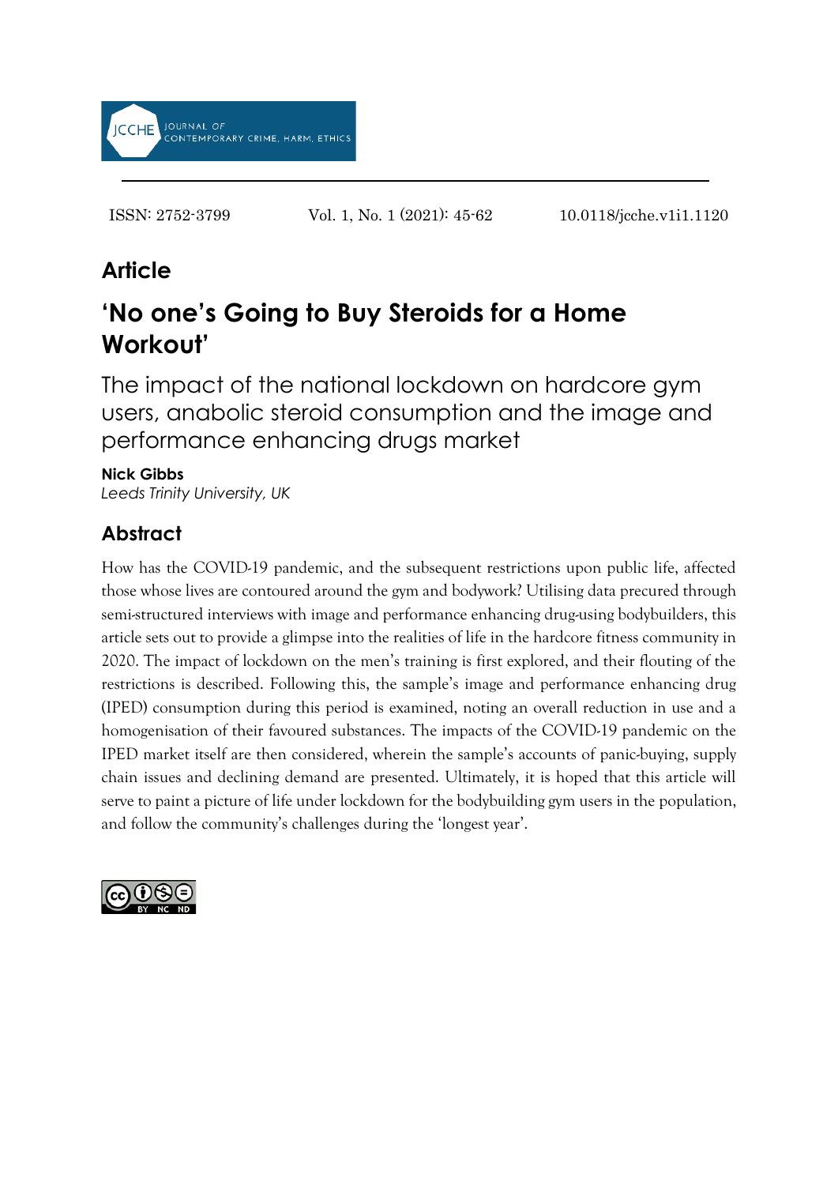JOURNAL OF CONTEMPORARY CRIME, HARM, ETHICS

ISSN: 2752-3799 Vol. 1, No. 1 (2021): 45-62 10.0118/jcche.v1i1.1120

## Article

# 'No one's Going to Buy Steroids for a Home Workout'

### The impact of the national lockdown on hardcore gym users, anabolic steroid consumption and the image and performance enhancing drugs market

**Nick Gibbs**
*Leeds Trinity University, UK*

## Abstract

How has the COVID-19 pandemic, and the subsequent restrictions upon public life, affected those whose lives are contoured around the gym and bodywork? Utilising data precured through semi-structured interviews with image and performance enhancing drug-using bodybuilders, this article sets out to provide a glimpse into the realities of life in the hardcore fitness community in 2020. The impact of lockdown on the men's training is first explored, and their flouting of the restrictions is described. Following this, the sample's image and performance enhancing drug (IPED) consumption during this period is examined, noting an overall reduction in use and a homogenisation of their favoured substances. The impacts of the COVID-19 pandemic on the IPED market itself are then considered, wherein the sample's accounts of panic-buying, supply chain issues and declining demand are presented. Ultimately, it is hoped that this article will serve to paint a picture of life under lockdown for the bodybuilding gym users in the population, and follow the community's challenges during the 'longest year'.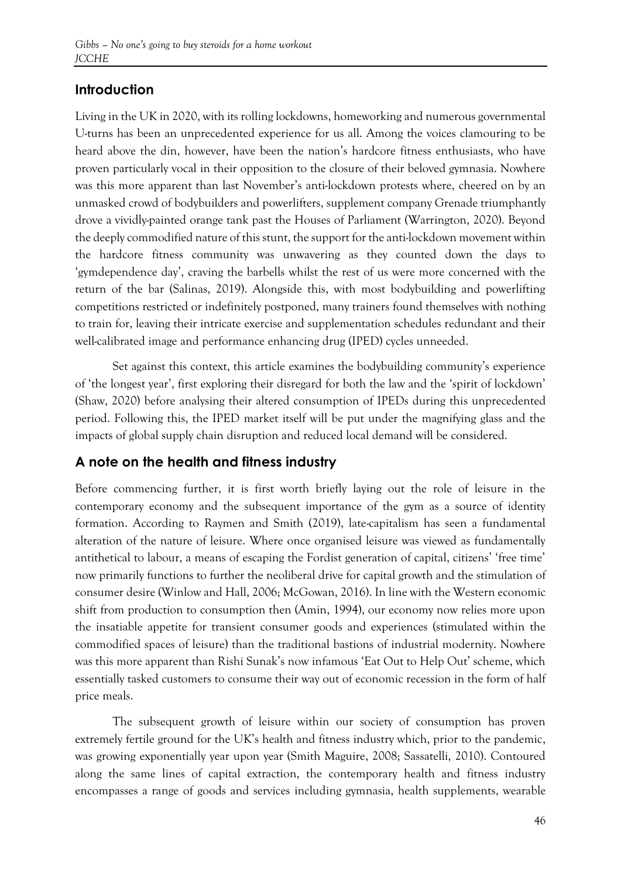## Introduction

Living in the UK in 2020, with its rolling lockdowns, homeworking and numerous governmental U-turns has been an unprecedented experience for us all. Among the voices clamouring to be heard above the din, however, have been the nation's hardcore fitness enthusiasts, who have proven particularly vocal in their opposition to the closure of their beloved gymnasia. Nowhere was this more apparent than last November's anti-lockdown protests where, cheered on by an unmasked crowd of bodybuilders and powerlifters, supplement company Grenade triumphantly drove a vividly-painted orange tank past the Houses of Parliament (Warrington, 2020). Beyond the deeply commodified nature of this stunt, the support for the anti-lockdown movement within the hardcore fitness community was unwavering as they counted down the days to 'gymdependence day', craving the barbells whilst the rest of us were more concerned with the return of the bar (Salinas, 2019). Alongside this, with most bodybuilding and powerlifting competitions restricted or indefinitely postponed, many trainers found themselves with nothing to train for, leaving their intricate exercise and supplementation schedules redundant and their well-calibrated image and performance enhancing drug (IPED) cycles unneeded.

Set against this context, this article examines the bodybuilding community's experience of 'the longest year', first exploring their disregard for both the law and the 'spirit of lockdown' (Shaw, 2020) before analysing their altered consumption of IPEDs during this unprecedented period. Following this, the IPED market itself will be put under the magnifying glass and the impacts of global supply chain disruption and reduced local demand will be considered.

## A note on the health and fitness industry

Before commencing further, it is first worth briefly laying out the role of leisure in the contemporary economy and the subsequent importance of the gym as a source of identity formation. According to Raymen and Smith (2019), late-capitalism has seen a fundamental alteration of the nature of leisure. Where once organised leisure was viewed as fundamentally antithetical to labour, a means of escaping the Fordist generation of capital, citizens' 'free time' now primarily functions to further the neoliberal drive for capital growth and the stimulation of consumer desire (Winlow and Hall, 2006; McGowan, 2016). In line with the Western economic shift from production to consumption then (Amin, 1994), our economy now relies more upon the insatiable appetite for transient consumer goods and experiences (stimulated within the commodified spaces of leisure) than the traditional bastions of industrial modernity. Nowhere was this more apparent than Rishi Sunak's now infamous 'Eat Out to Help Out' scheme, which essentially tasked customers to consume their way out of economic recession in the form of half price meals.

The subsequent growth of leisure within our society of consumption has proven extremely fertile ground for the UK's health and fitness industry which, prior to the pandemic, was growing exponentially year upon year (Smith Maguire, 2008; Sassatelli, 2010). Contoured along the same lines of capital extraction, the contemporary health and fitness industry encompasses a range of goods and services including gymnasia, health supplements, wearable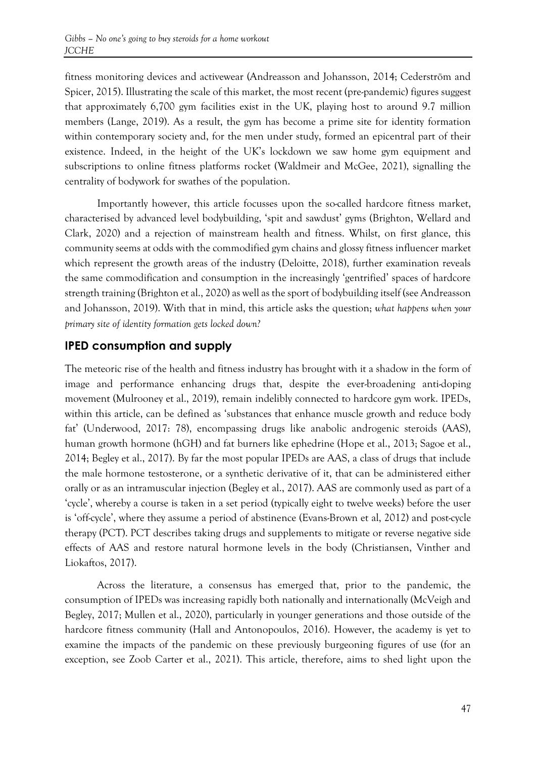fitness monitoring devices and activewear (Andreasson and Johansson, 2014; Cederström and Spicer, 2015). Illustrating the scale of this market, the most recent (pre-pandemic) figures suggest that approximately 6,700 gym facilities exist in the UK, playing host to around 9.7 million members (Lange, 2019). As a result, the gym has become a prime site for identity formation within contemporary society and, for the men under study, formed an epicentral part of their existence. Indeed, in the height of the UK's lockdown we saw home gym equipment and subscriptions to online fitness platforms rocket (Waldmeir and McGee, 2021), signalling the centrality of bodywork for swathes of the population.

Importantly however, this article focusses upon the so-called hardcore fitness market, characterised by advanced level bodybuilding, 'spit and sawdust' gyms (Brighton, Wellard and Clark, 2020) and a rejection of mainstream health and fitness. Whilst, on first glance, this community seems at odds with the commodified gym chains and glossy fitness influencer market which represent the growth areas of the industry (Deloitte, 2018), further examination reveals the same commodification and consumption in the increasingly 'gentrified' spaces of hardcore strength training (Brighton et al., 2020) as well as the sport of bodybuilding itself (see Andreasson and Johansson, 2019). With that in mind, this article asks the question; *what happens when your primary site of identity formation gets locked down?*

## IPED consumption and supply

The meteoric rise of the health and fitness industry has brought with it a shadow in the form of image and performance enhancing drugs that, despite the ever-broadening anti-doping movement (Mulrooney et al., 2019), remain indelibly connected to hardcore gym work. IPEDs, within this article, can be defined as 'substances that enhance muscle growth and reduce body fat' (Underwood, 2017: 78), encompassing drugs like anabolic androgenic steroids (AAS), human growth hormone (hGH) and fat burners like ephedrine (Hope et al., 2013; Sagoe et al., 2014; Begley et al., 2017). By far the most popular IPEDs are AAS, a class of drugs that include the male hormone testosterone, or a synthetic derivative of it, that can be administered either orally or as an intramuscular injection (Begley et al., 2017). AAS are commonly used as part of a 'cycle', whereby a course is taken in a set period (typically eight to twelve weeks) before the user is 'off-cycle', where they assume a period of abstinence (Evans-Brown et al, 2012) and post-cycle therapy (PCT). PCT describes taking drugs and supplements to mitigate or reverse negative side effects of AAS and restore natural hormone levels in the body (Christiansen, Vinther and Liokaftos, 2017).

Across the literature, a consensus has emerged that, prior to the pandemic, the consumption of IPEDs was increasing rapidly both nationally and internationally (McVeigh and Begley, 2017; Mullen et al., 2020), particularly in younger generations and those outside of the hardcore fitness community (Hall and Antonopoulos, 2016). However, the academy is yet to examine the impacts of the pandemic on these previously burgeoning figures of use (for an exception, see Zoob Carter et al., 2021). This article, therefore, aims to shed light upon the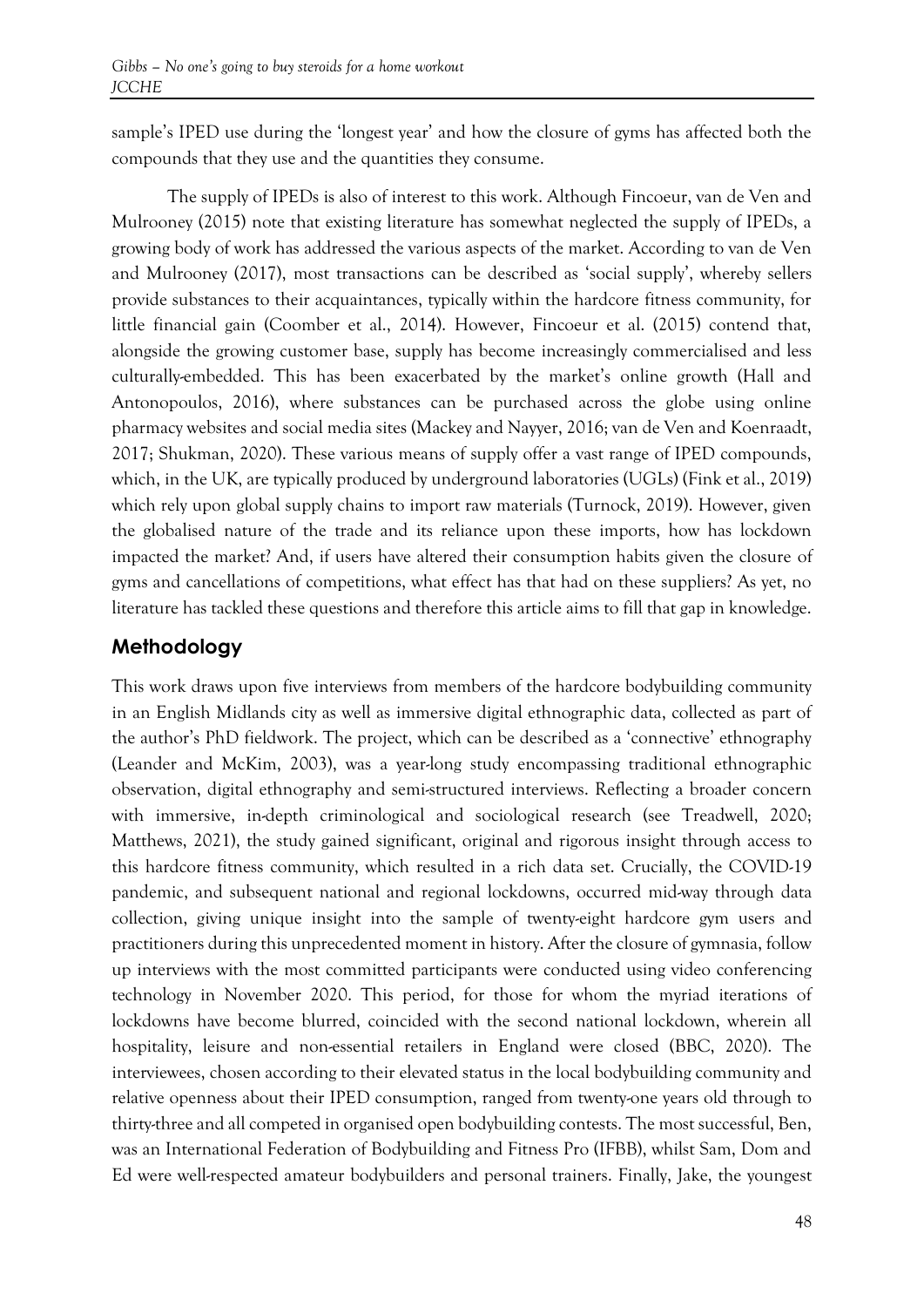sample's IPED use during the 'longest year' and how the closure of gyms has affected both the compounds that they use and the quantities they consume.

The supply of IPEDs is also of interest to this work. Although Fincoeur, van de Ven and Mulrooney (2015) note that existing literature has somewhat neglected the supply of IPEDs, a growing body of work has addressed the various aspects of the market. According to van de Ven and Mulrooney (2017), most transactions can be described as 'social supply', whereby sellers provide substances to their acquaintances, typically within the hardcore fitness community, for little financial gain (Coomber et al., 2014). However, Fincoeur et al. (2015) contend that, alongside the growing customer base, supply has become increasingly commercialised and less culturally-embedded. This has been exacerbated by the market's online growth (Hall and Antonopoulos, 2016), where substances can be purchased across the globe using online pharmacy websites and social media sites (Mackey and Nayyer, 2016; van de Ven and Koenraadt, 2017; Shukman, 2020). These various means of supply offer a vast range of IPED compounds, which, in the UK, are typically produced by underground laboratories (UGLs) (Fink et al., 2019) which rely upon global supply chains to import raw materials (Turnock, 2019). However, given the globalised nature of the trade and its reliance upon these imports, how has lockdown impacted the market? And, if users have altered their consumption habits given the closure of gyms and cancellations of competitions, what effect has that had on these suppliers? As yet, no literature has tackled these questions and therefore this article aims to fill that gap in knowledge.

## Methodology

This work draws upon five interviews from members of the hardcore bodybuilding community in an English Midlands city as well as immersive digital ethnographic data, collected as part of the author's PhD fieldwork. The project, which can be described as a 'connective' ethnography (Leander and McKim, 2003), was a year-long study encompassing traditional ethnographic observation, digital ethnography and semi-structured interviews. Reflecting a broader concern with immersive, in-depth criminological and sociological research (see Treadwell, 2020; Matthews, 2021), the study gained significant, original and rigorous insight through access to this hardcore fitness community, which resulted in a rich data set. Crucially, the COVID-19 pandemic, and subsequent national and regional lockdowns, occurred mid-way through data collection, giving unique insight into the sample of twenty-eight hardcore gym users and practitioners during this unprecedented moment in history. After the closure of gymnasia, follow up interviews with the most committed participants were conducted using video conferencing technology in November 2020. This period, for those for whom the myriad iterations of lockdowns have become blurred, coincided with the second national lockdown, wherein all hospitality, leisure and non-essential retailers in England were closed (BBC, 2020). The interviewees, chosen according to their elevated status in the local bodybuilding community and relative openness about their IPED consumption, ranged from twenty-one years old through to thirty-three and all competed in organised open bodybuilding contests. The most successful, Ben, was an International Federation of Bodybuilding and Fitness Pro (IFBB), whilst Sam, Dom and Ed were well-respected amateur bodybuilders and personal trainers. Finally, Jake, the youngest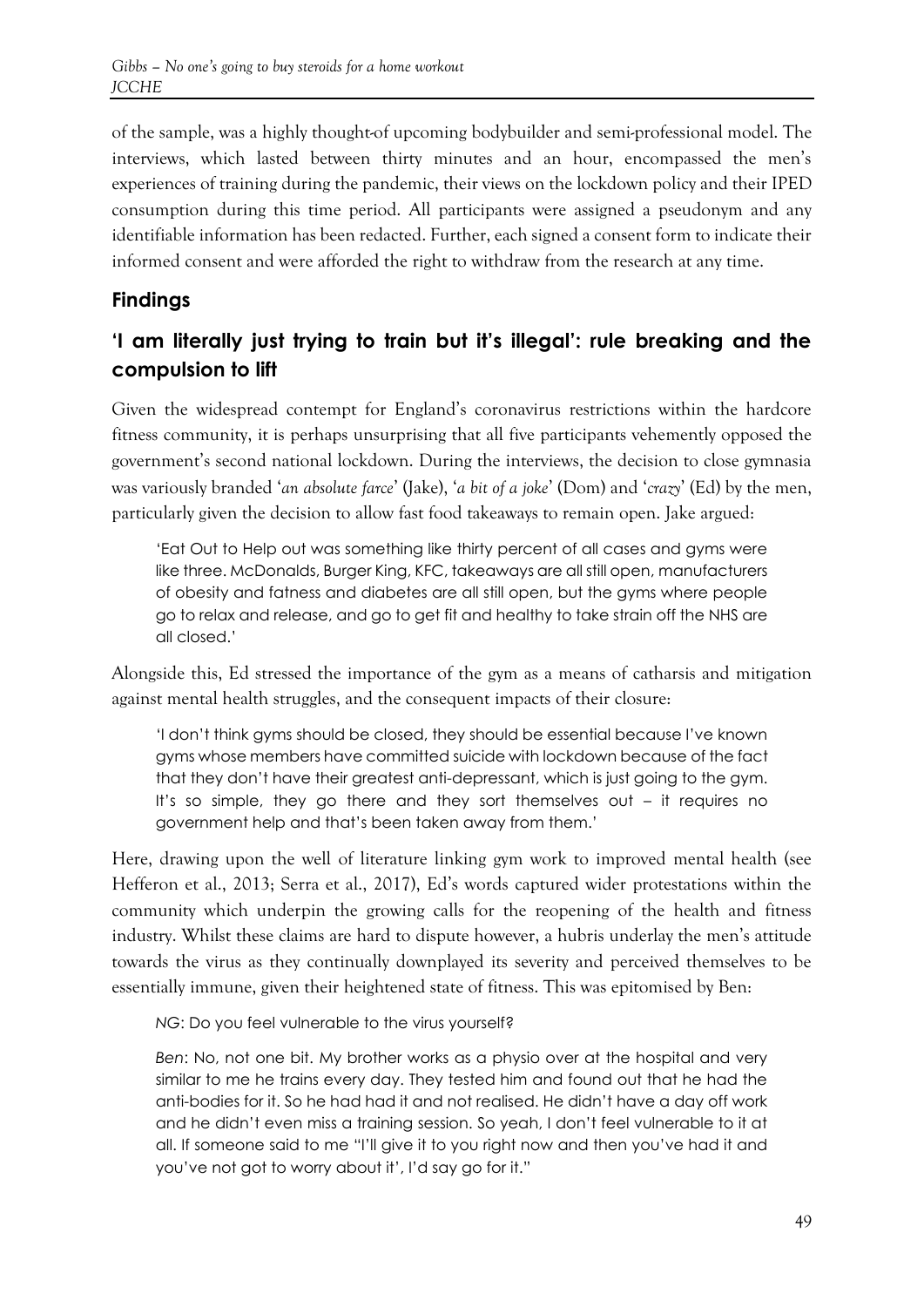of the sample, was a highly thought-of upcoming bodybuilder and semi-professional model. The interviews, which lasted between thirty minutes and an hour, encompassed the men's experiences of training during the pandemic, their views on the lockdown policy and their IPED consumption during this time period. All participants were assigned a pseudonym and any identifiable information has been redacted. Further, each signed a consent form to indicate their informed consent and were afforded the right to withdraw from the research at any time.

## Findings

### 'I am literally just trying to train but it's illegal': rule breaking and the compulsion to lift

Given the widespread contempt for England's coronavirus restrictions within the hardcore fitness community, it is perhaps unsurprising that all five participants vehemently opposed the government's second national lockdown. During the interviews, the decision to close gymnasia was variously branded '*an absolute farce*' (Jake), '*a bit of a joke*' (Dom) and '*crazy*' (Ed) by the men, particularly given the decision to allow fast food takeaways to remain open. Jake argued:

> 'Eat Out to Help out was something like thirty percent of all cases and gyms were like three. McDonalds, Burger King, KFC, takeaways are all still open, manufacturers of obesity and fatness and diabetes are all still open, but the gyms where people go to relax and release, and go to get fit and healthy to take strain off the NHS are all closed.'

Alongside this, Ed stressed the importance of the gym as a means of catharsis and mitigation against mental health struggles, and the consequent impacts of their closure:

> 'I don't think gyms should be closed, they should be essential because I've known gyms whose members have committed suicide with lockdown because of the fact that they don't have their greatest anti-depressant, which is just going to the gym. It's so simple, they go there and they sort themselves out – it requires no government help and that's been taken away from them.'

Here, drawing upon the well of literature linking gym work to improved mental health (see Hefferon et al., 2013; Serra et al., 2017), Ed's words captured wider protestations within the community which underpin the growing calls for the reopening of the health and fitness industry. Whilst these claims are hard to dispute however, a hubris underlay the men's attitude towards the virus as they continually downplayed its severity and perceived themselves to be essentially immune, given their heightened state of fitness. This was epitomised by Ben:

> *NG*: Do you feel vulnerable to the virus yourself?
>
> *Ben*: No, not one bit. My brother works as a physio over at the hospital and very similar to me he trains every day. They tested him and found out that he had the anti-bodies for it. So he had had it and not realised. He didn't have a day off work and he didn't even miss a training session. So yeah, I don't feel vulnerable to it at all. If someone said to me "I'll give it to you right now and then you've had it and you've not got to worry about it', I'd say go for it."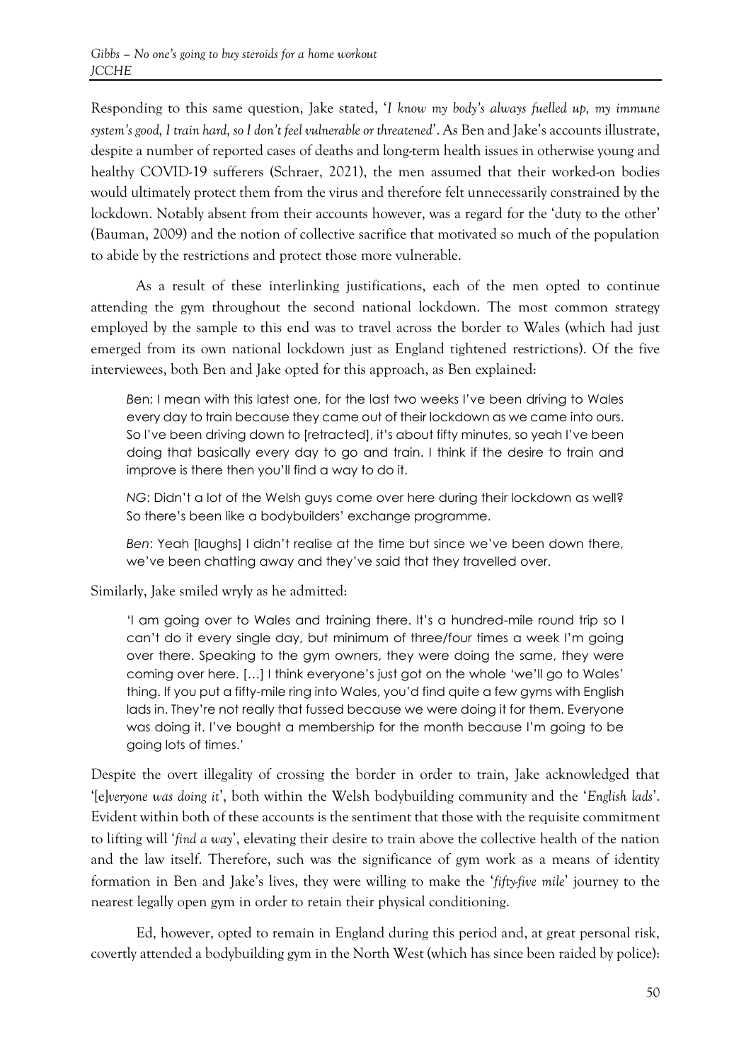Responding to this same question, Jake stated, '*I know my body's always fuelled up, my immune system's good, I train hard, so I don't feel vulnerable or threatened*'. As Ben and Jake's accounts illustrate, despite a number of reported cases of deaths and long-term health issues in otherwise young and healthy COVID-19 sufferers (Schraer, 2021), the men assumed that their worked-on bodies would ultimately protect them from the virus and therefore felt unnecessarily constrained by the lockdown. Notably absent from their accounts however, was a regard for the 'duty to the other' (Bauman, 2009) and the notion of collective sacrifice that motivated so much of the population to abide by the restrictions and protect those more vulnerable.

As a result of these interlinking justifications, each of the men opted to continue attending the gym throughout the second national lockdown. The most common strategy employed by the sample to this end was to travel across the border to Wales (which had just emerged from its own national lockdown just as England tightened restrictions). Of the five interviewees, both Ben and Jake opted for this approach, as Ben explained:

> *Ben*: I mean with this latest one, for the last two weeks I've been driving to Wales every day to train because they came out of their lockdown as we came into ours. So I've been driving down to [retracted], it's about fifty minutes, so yeah I've been doing that basically every day to go and train. I think if the desire to train and improve is there then you'll find a way to do it.
>
> *NG*: Didn't a lot of the Welsh guys come over here during their lockdown as well? So there's been like a bodybuilders' exchange programme.
>
> *Ben*: Yeah [laughs] I didn't realise at the time but since we've been down there, we've been chatting away and they've said that they travelled over.

Similarly, Jake smiled wryly as he admitted:

> 'I am going over to Wales and training there. It's a hundred-mile round trip so I can't do it every single day, but minimum of three/four times a week I'm going over there. Speaking to the gym owners, they were doing the same, they were coming over here. […] I think everyone's just got on the whole 'we'll go to Wales' thing. If you put a fifty-mile ring into Wales, you'd find quite a few gyms with English lads in. They're not really that fussed because we were doing it for them. Everyone was doing it. I've bought a membership for the month because I'm going to be going lots of times.'

Despite the overt illegality of crossing the border in order to train, Jake acknowledged that '[e]*veryone was doing it*', both within the Welsh bodybuilding community and the '*English lads*'. Evident within both of these accounts is the sentiment that those with the requisite commitment to lifting will '*find a way*', elevating their desire to train above the collective health of the nation and the law itself. Therefore, such was the significance of gym work as a means of identity formation in Ben and Jake's lives, they were willing to make the '*fifty-five mile*' journey to the nearest legally open gym in order to retain their physical conditioning.

Ed, however, opted to remain in England during this period and, at great personal risk, covertly attended a bodybuilding gym in the North West (which has since been raided by police):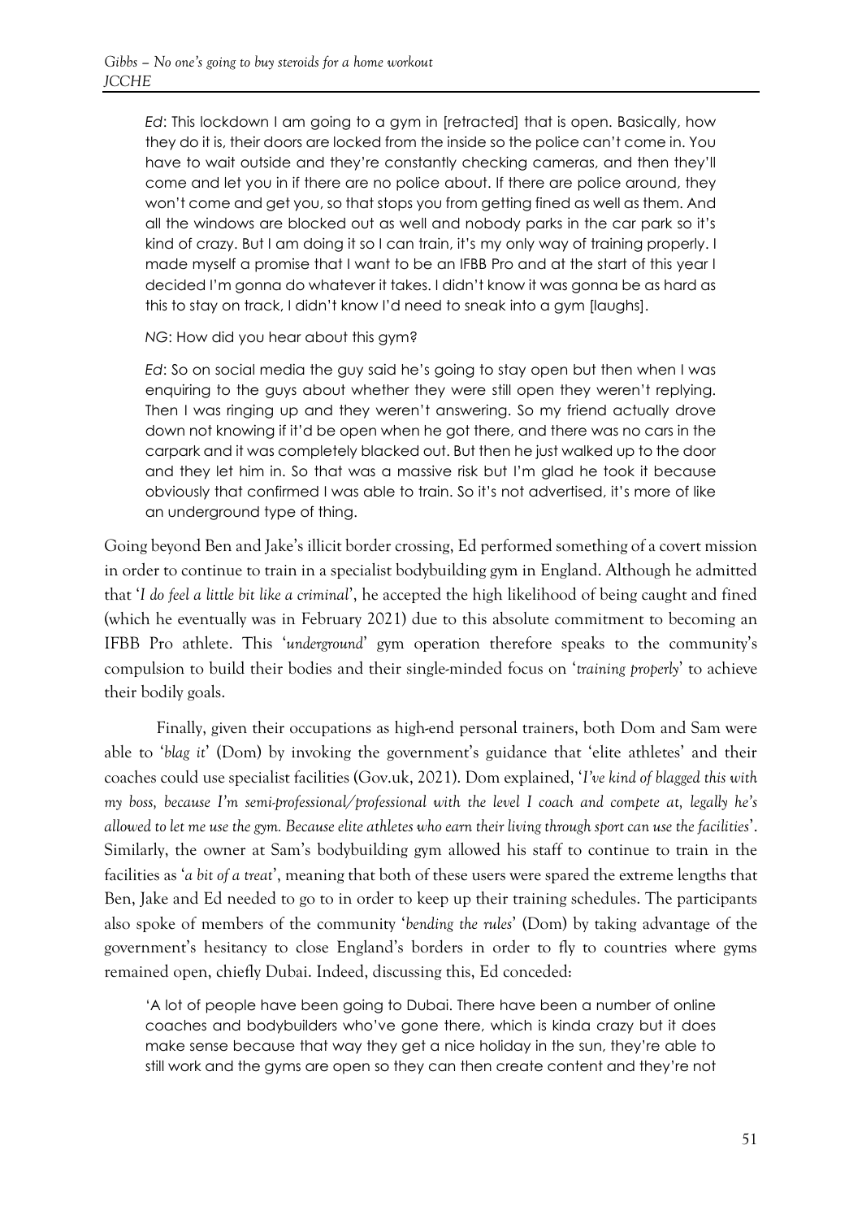*Ed*: This lockdown I am going to a gym in [retracted] that is open. Basically, how they do it is, their doors are locked from the inside so the police can't come in. You have to wait outside and they're constantly checking cameras, and then they'll come and let you in if there are no police about. If there are police around, they won't come and get you, so that stops you from getting fined as well as them. And all the windows are blocked out as well and nobody parks in the car park so it's kind of crazy. But I am doing it so I can train, it's my only way of training properly. I made myself a promise that I want to be an IFBB Pro and at the start of this year I decided I'm gonna do whatever it takes. I didn't know it was gonna be as hard as this to stay on track, I didn't know I'd need to sneak into a gym [laughs].

*NG*: How did you hear about this gym?

*Ed*: So on social media the guy said he's going to stay open but then when I was enquiring to the guys about whether they were still open they weren't replying. Then I was ringing up and they weren't answering. So my friend actually drove down not knowing if it'd be open when he got there, and there was no cars in the carpark and it was completely blacked out. But then he just walked up to the door and they let him in. So that was a massive risk but I'm glad he took it because obviously that confirmed I was able to train. So it's not advertised, it's more of like an underground type of thing.

Going beyond Ben and Jake's illicit border crossing, Ed performed something of a covert mission in order to continue to train in a specialist bodybuilding gym in England. Although he admitted that '*I do feel a little bit like a criminal*', he accepted the high likelihood of being caught and fined (which he eventually was in February 2021) due to this absolute commitment to becoming an IFBB Pro athlete. This '*underground*' gym operation therefore speaks to the community's compulsion to build their bodies and their single-minded focus on '*training properly*' to achieve their bodily goals.

Finally, given their occupations as high-end personal trainers, both Dom and Sam were able to '*blag it*' (Dom) by invoking the government's guidance that 'elite athletes' and their coaches could use specialist facilities (Gov.uk, 2021). Dom explained, '*I've kind of blagged this with my boss, because I'm semi-professional/professional with the level I coach and compete at, legally he's allowed to let me use the gym. Because elite athletes who earn their living through sport can use the facilities*'. Similarly, the owner at Sam's bodybuilding gym allowed his staff to continue to train in the facilities as '*a bit of a treat*', meaning that both of these users were spared the extreme lengths that Ben, Jake and Ed needed to go to in order to keep up their training schedules. The participants also spoke of members of the community '*bending the rules*' (Dom) by taking advantage of the government's hesitancy to close England's borders in order to fly to countries where gyms remained open, chiefly Dubai. Indeed, discussing this, Ed conceded:

'A lot of people have been going to Dubai. There have been a number of online coaches and bodybuilders who've gone there, which is kinda crazy but it does make sense because that way they get a nice holiday in the sun, they're able to still work and the gyms are open so they can then create content and they're not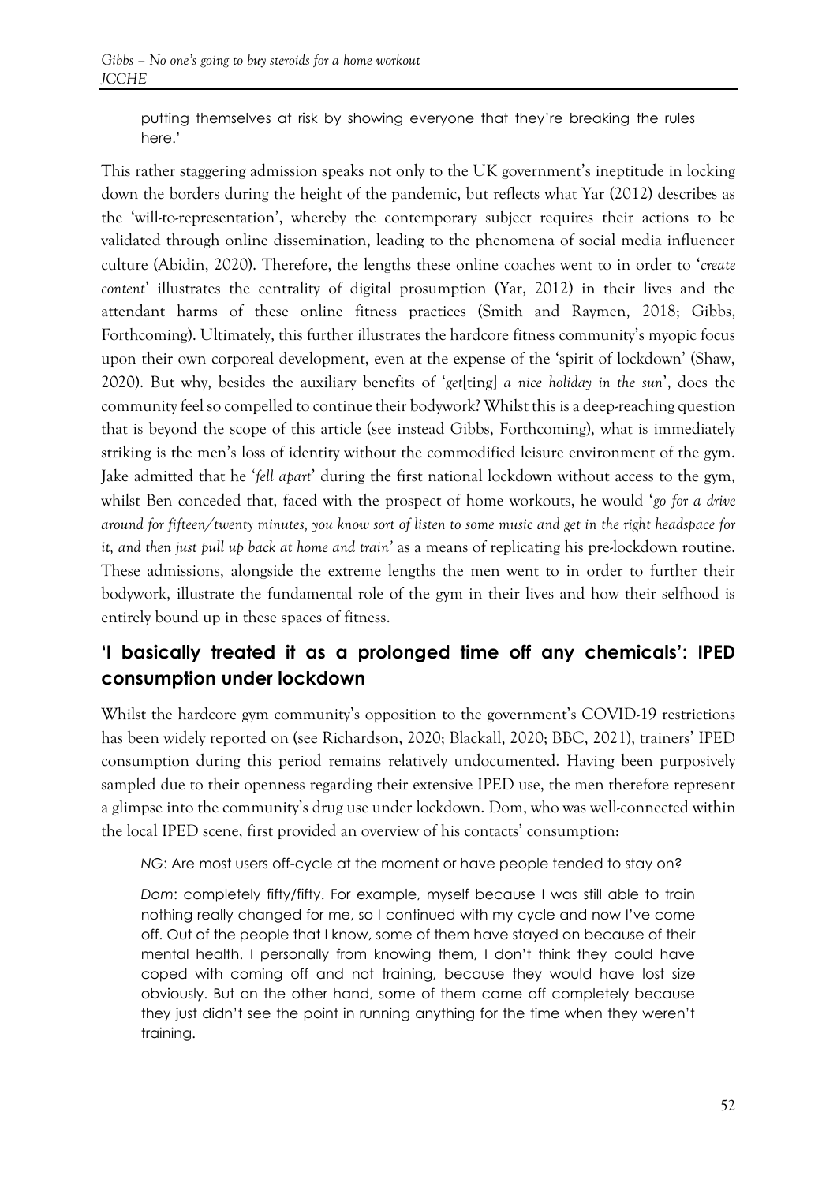putting themselves at risk by showing everyone that they're breaking the rules here.'

This rather staggering admission speaks not only to the UK government's ineptitude in locking down the borders during the height of the pandemic, but reflects what Yar (2012) describes as the 'will-to-representation', whereby the contemporary subject requires their actions to be validated through online dissemination, leading to the phenomena of social media influencer culture (Abidin, 2020). Therefore, the lengths these online coaches went to in order to '*create content*' illustrates the centrality of digital prosumption (Yar, 2012) in their lives and the attendant harms of these online fitness practices (Smith and Raymen, 2018; Gibbs, Forthcoming). Ultimately, this further illustrates the hardcore fitness community's myopic focus upon their own corporeal development, even at the expense of the 'spirit of lockdown' (Shaw, 2020). But why, besides the auxiliary benefits of '*get*[ting] *a nice holiday in the sun*', does the community feel so compelled to continue their bodywork? Whilst this is a deep-reaching question that is beyond the scope of this article (see instead Gibbs, Forthcoming), what is immediately striking is the men's loss of identity without the commodified leisure environment of the gym. Jake admitted that he '*fell apart*' during the first national lockdown without access to the gym, whilst Ben conceded that, faced with the prospect of home workouts, he would '*go for a drive around for fifteen/twenty minutes, you know sort of listen to some music and get in the right headspace for it, and then just pull up back at home and train*' as a means of replicating his pre-lockdown routine. These admissions, alongside the extreme lengths the men went to in order to further their bodywork, illustrate the fundamental role of the gym in their lives and how their selfhood is entirely bound up in these spaces of fitness.

## 'I basically treated it as a prolonged time off any chemicals': IPED consumption under lockdown

Whilst the hardcore gym community's opposition to the government's COVID-19 restrictions has been widely reported on (see Richardson, 2020; Blackall, 2020; BBC, 2021), trainers' IPED consumption during this period remains relatively undocumented. Having been purposively sampled due to their openness regarding their extensive IPED use, the men therefore represent a glimpse into the community's drug use under lockdown. Dom, who was well-connected within the local IPED scene, first provided an overview of his contacts' consumption:

> *NG*: Are most users off-cycle at the moment or have people tended to stay on?
>
> *Dom*: completely fifty/fifty. For example, myself because I was still able to train nothing really changed for me, so I continued with my cycle and now I've come off. Out of the people that I know, some of them have stayed on because of their mental health. I personally from knowing them, I don't think they could have coped with coming off and not training, because they would have lost size obviously. But on the other hand, some of them came off completely because they just didn't see the point in running anything for the time when they weren't training.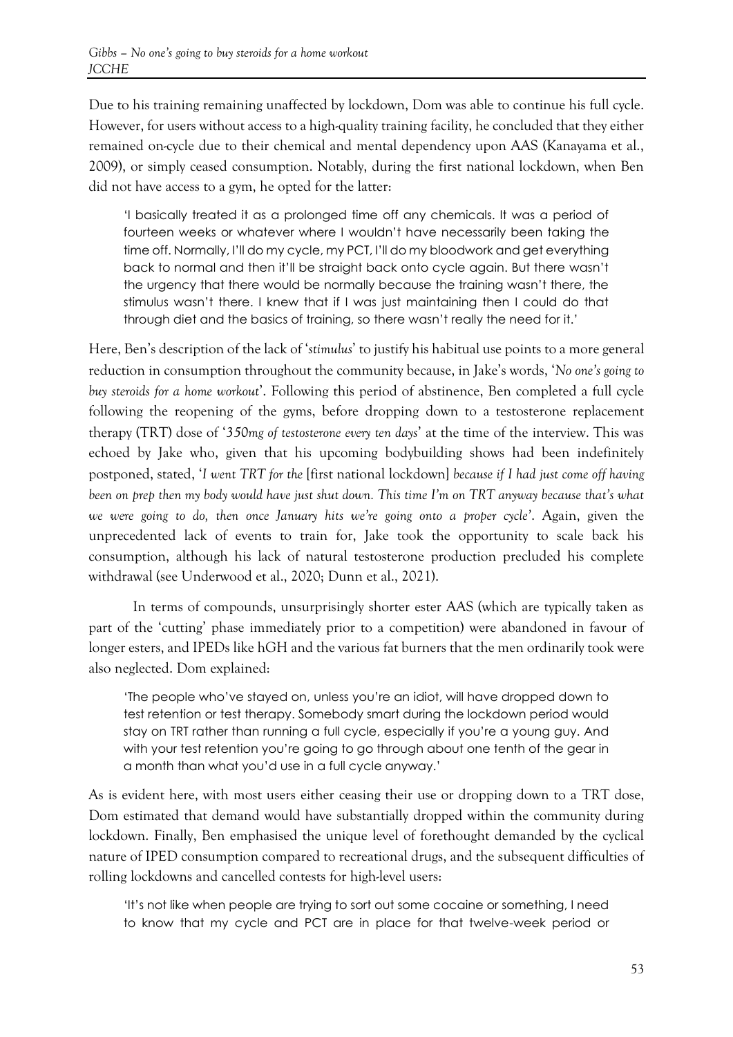Due to his training remaining unaffected by lockdown, Dom was able to continue his full cycle. However, for users without access to a high-quality training facility, he concluded that they either remained on-cycle due to their chemical and mental dependency upon AAS (Kanayama et al., 2009), or simply ceased consumption. Notably, during the first national lockdown, when Ben did not have access to a gym, he opted for the latter:

> 'I basically treated it as a prolonged time off any chemicals. It was a period of fourteen weeks or whatever where I wouldn't have necessarily been taking the time off. Normally, I'll do my cycle, my PCT, I'll do my bloodwork and get everything back to normal and then it'll be straight back onto cycle again. But there wasn't the urgency that there would be normally because the training wasn't there, the stimulus wasn't there. I knew that if I was just maintaining then I could do that through diet and the basics of training, so there wasn't really the need for it.'

Here, Ben's description of the lack of '*stimulus*' to justify his habitual use points to a more general reduction in consumption throughout the community because, in Jake's words, '*No one's going to buy steroids for a home workout*'. Following this period of abstinence, Ben completed a full cycle following the reopening of the gyms, before dropping down to a testosterone replacement therapy (TRT) dose of '*350mg of testosterone every ten days*' at the time of the interview. This was echoed by Jake who, given that his upcoming bodybuilding shows had been indefinitely postponed, stated, '*I went TRT for the* [first national lockdown] *because if I had just come off having been on prep then my body would have just shut down. This time I'm on TRT anyway because that's what we were going to do, then once January hits we're going onto a proper cycle*'. Again, given the unprecedented lack of events to train for, Jake took the opportunity to scale back his consumption, although his lack of natural testosterone production precluded his complete withdrawal (see Underwood et al., 2020; Dunn et al., 2021).

In terms of compounds, unsurprisingly shorter ester AAS (which are typically taken as part of the 'cutting' phase immediately prior to a competition) were abandoned in favour of longer esters, and IPEDs like hGH and the various fat burners that the men ordinarily took were also neglected. Dom explained:

> 'The people who've stayed on, unless you're an idiot, will have dropped down to test retention or test therapy. Somebody smart during the lockdown period would stay on TRT rather than running a full cycle, especially if you're a young guy. And with your test retention you're going to go through about one tenth of the gear in a month than what you'd use in a full cycle anyway.'

As is evident here, with most users either ceasing their use or dropping down to a TRT dose, Dom estimated that demand would have substantially dropped within the community during lockdown. Finally, Ben emphasised the unique level of forethought demanded by the cyclical nature of IPED consumption compared to recreational drugs, and the subsequent difficulties of rolling lockdowns and cancelled contests for high-level users:

> 'It's not like when people are trying to sort out some cocaine or something, I need to know that my cycle and PCT are in place for that twelve-week period or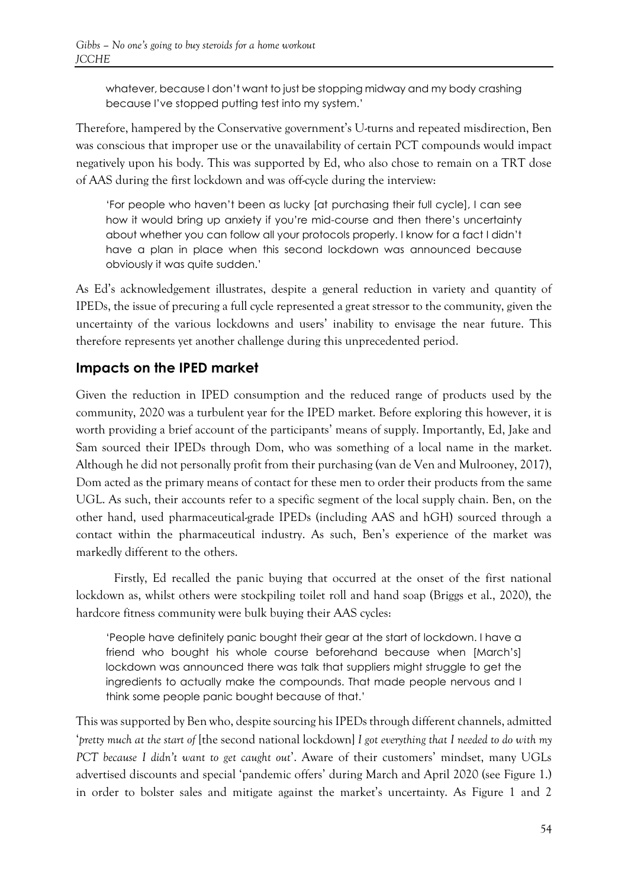> whatever, because I don't want to just be stopping midway and my body crashing because I've stopped putting test into my system.'

Therefore, hampered by the Conservative government's U-turns and repeated misdirection, Ben was conscious that improper use or the unavailability of certain PCT compounds would impact negatively upon his body. This was supported by Ed, who also chose to remain on a TRT dose of AAS during the first lockdown and was off-cycle during the interview:

> 'For people who haven't been as lucky [at purchasing their full cycle], I can see how it would bring up anxiety if you're mid-course and then there's uncertainty about whether you can follow all your protocols properly. I know for a fact I didn't have a plan in place when this second lockdown was announced because obviously it was quite sudden.'

As Ed's acknowledgement illustrates, despite a general reduction in variety and quantity of IPEDs, the issue of precuring a full cycle represented a great stressor to the community, given the uncertainty of the various lockdowns and users' inability to envisage the near future. This therefore represents yet another challenge during this unprecedented period.

## Impacts on the IPED market

Given the reduction in IPED consumption and the reduced range of products used by the community, 2020 was a turbulent year for the IPED market. Before exploring this however, it is worth providing a brief account of the participants' means of supply. Importantly, Ed, Jake and Sam sourced their IPEDs through Dom, who was something of a local name in the market. Although he did not personally profit from their purchasing (van de Ven and Mulrooney, 2017), Dom acted as the primary means of contact for these men to order their products from the same UGL. As such, their accounts refer to a specific segment of the local supply chain. Ben, on the other hand, used pharmaceutical-grade IPEDs (including AAS and hGH) sourced through a contact within the pharmaceutical industry. As such, Ben's experience of the market was markedly different to the others.

Firstly, Ed recalled the panic buying that occurred at the onset of the first national lockdown as, whilst others were stockpiling toilet roll and hand soap (Briggs et al., 2020), the hardcore fitness community were bulk buying their AAS cycles:

> 'People have definitely panic bought their gear at the start of lockdown. I have a friend who bought his whole course beforehand because when [March's] lockdown was announced there was talk that suppliers might struggle to get the ingredients to actually make the compounds. That made people nervous and I think some people panic bought because of that.'

This was supported by Ben who, despite sourcing his IPEDs through different channels, admitted '*pretty much at the start of* [the second national lockdown] *I got everything that I needed to do with my PCT because I didn't want to get caught out*'. Aware of their customers' mindset, many UGLs advertised discounts and special 'pandemic offers' during March and April 2020 (see Figure 1.) in order to bolster sales and mitigate against the market's uncertainty. As Figure 1 and 2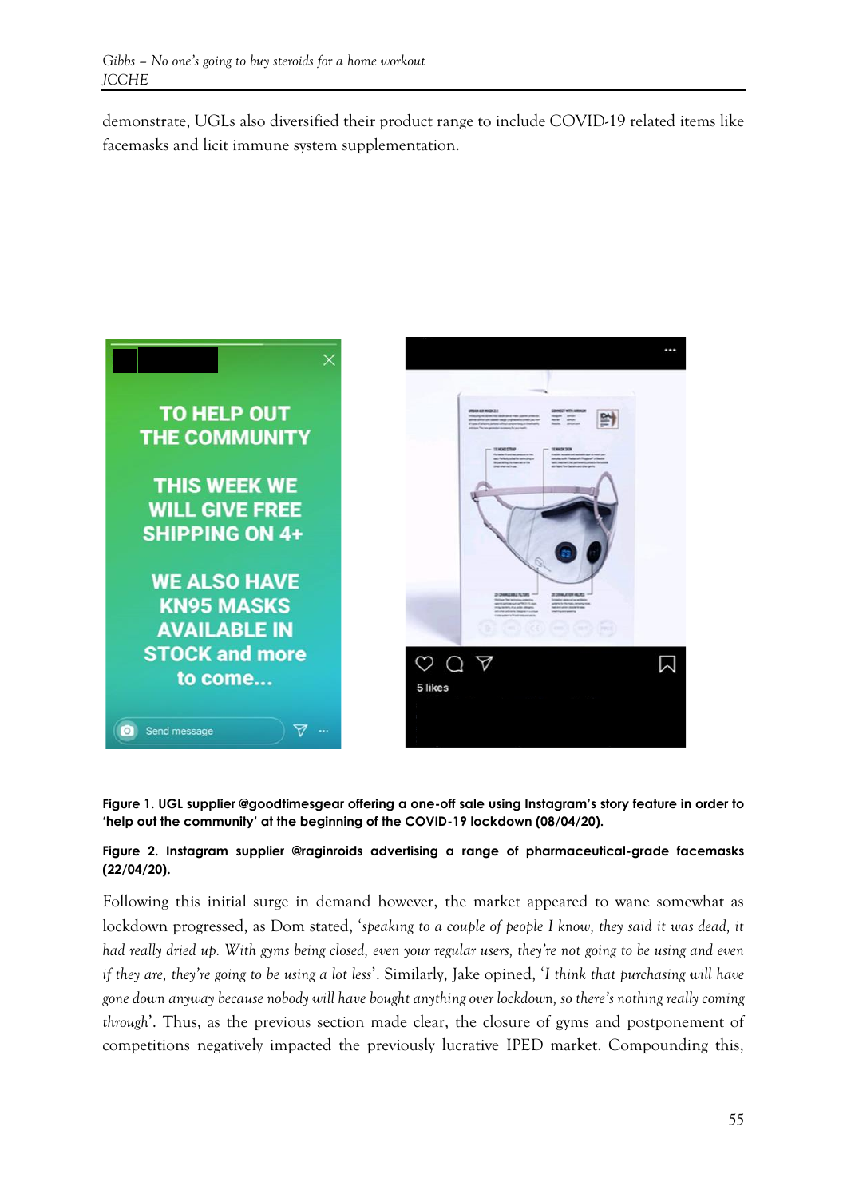demonstrate, UGLs also diversified their product range to include COVID-19 related items like facemasks and licit immune system supplementation.

**Figure 1. UGL supplier @goodtimesgear offering a one-off sale using Instagram's story feature in order to 'help out the community' at the beginning of the COVID-19 lockdown (08/04/20).**

**Figure 2. Instagram supplier @raginroids advertising a range of pharmaceutical-grade facemasks (22/04/20).**

Following this initial surge in demand however, the market appeared to wane somewhat as lockdown progressed, as Dom stated, '*speaking to a couple of people I know, they said it was dead, it had really dried up. With gyms being closed, even your regular users, they're not going to be using and even if they are, they're going to be using a lot less*'. Similarly, Jake opined, '*I think that purchasing will have gone down anyway because nobody will have bought anything over lockdown, so there's nothing really coming through*'. Thus, as the previous section made clear, the closure of gyms and postponement of competitions negatively impacted the previously lucrative IPED market. Compounding this,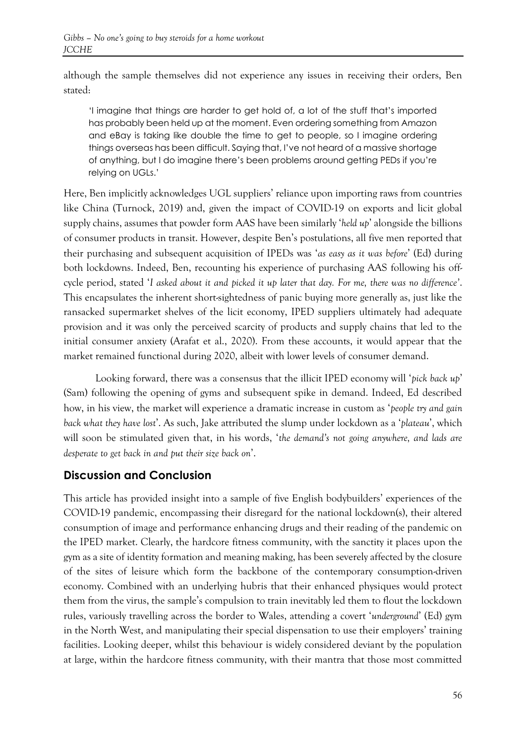although the sample themselves did not experience any issues in receiving their orders, Ben stated:

> 'I imagine that things are harder to get hold of, a lot of the stuff that's imported has probably been held up at the moment. Even ordering something from Amazon and eBay is taking like double the time to get to people, so I imagine ordering things overseas has been difficult. Saying that, I've not heard of a massive shortage of anything, but I do imagine there's been problems around getting PEDs if you're relying on UGLs.'

Here, Ben implicitly acknowledges UGL suppliers' reliance upon importing raws from countries like China (Turnock, 2019) and, given the impact of COVID-19 on exports and licit global supply chains, assumes that powder form AAS have been similarly '*held up*' alongside the billions of consumer products in transit. However, despite Ben's postulations, all five men reported that their purchasing and subsequent acquisition of IPEDs was '*as easy as it was before*' (Ed) during both lockdowns. Indeed, Ben, recounting his experience of purchasing AAS following his off-cycle period, stated '*I asked about it and picked it up later that day. For me, there was no difference*'. This encapsulates the inherent short-sightedness of panic buying more generally as, just like the ransacked supermarket shelves of the licit economy, IPED suppliers ultimately had adequate provision and it was only the perceived scarcity of products and supply chains that led to the initial consumer anxiety (Arafat et al., 2020). From these accounts, it would appear that the market remained functional during 2020, albeit with lower levels of consumer demand.

Looking forward, there was a consensus that the illicit IPED economy will '*pick back up*' (Sam) following the opening of gyms and subsequent spike in demand. Indeed, Ed described how, in his view, the market will experience a dramatic increase in custom as '*people try and gain back what they have lost*'. As such, Jake attributed the slump under lockdown as a '*plateau*', which will soon be stimulated given that, in his words, '*the demand's not going anywhere, and lads are desperate to get back in and put their size back on*'.

## Discussion and Conclusion

This article has provided insight into a sample of five English bodybuilders' experiences of the COVID-19 pandemic, encompassing their disregard for the national lockdown(s), their altered consumption of image and performance enhancing drugs and their reading of the pandemic on the IPED market. Clearly, the hardcore fitness community, with the sanctity it places upon the gym as a site of identity formation and meaning making, has been severely affected by the closure of the sites of leisure which form the backbone of the contemporary consumption-driven economy. Combined with an underlying hubris that their enhanced physiques would protect them from the virus, the sample's compulsion to train inevitably led them to flout the lockdown rules, variously travelling across the border to Wales, attending a covert '*underground*' (Ed) gym in the North West, and manipulating their special dispensation to use their employers' training facilities. Looking deeper, whilst this behaviour is widely considered deviant by the population at large, within the hardcore fitness community, with their mantra that those most committed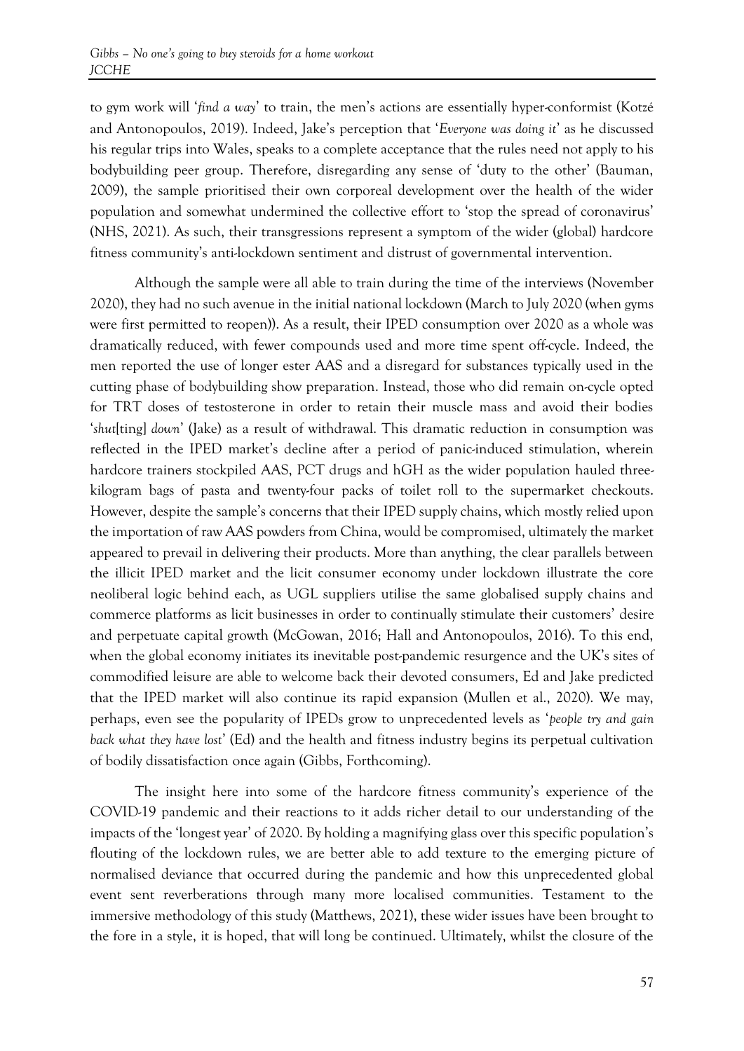to gym work will '*find a way*' to train, the men's actions are essentially hyper-conformist (Kotzé and Antonopoulos, 2019). Indeed, Jake's perception that '*Everyone was doing it*' as he discussed his regular trips into Wales, speaks to a complete acceptance that the rules need not apply to his bodybuilding peer group. Therefore, disregarding any sense of 'duty to the other' (Bauman, 2009), the sample prioritised their own corporeal development over the health of the wider population and somewhat undermined the collective effort to 'stop the spread of coronavirus' (NHS, 2021). As such, their transgressions represent a symptom of the wider (global) hardcore fitness community's anti-lockdown sentiment and distrust of governmental intervention.

Although the sample were all able to train during the time of the interviews (November 2020), they had no such avenue in the initial national lockdown (March to July 2020 (when gyms were first permitted to reopen)). As a result, their IPED consumption over 2020 as a whole was dramatically reduced, with fewer compounds used and more time spent off-cycle. Indeed, the men reported the use of longer ester AAS and a disregard for substances typically used in the cutting phase of bodybuilding show preparation. Instead, those who did remain on-cycle opted for TRT doses of testosterone in order to retain their muscle mass and avoid their bodies '*shut*[ting] *down*' (Jake) as a result of withdrawal. This dramatic reduction in consumption was reflected in the IPED market's decline after a period of panic-induced stimulation, wherein hardcore trainers stockpiled AAS, PCT drugs and hGH as the wider population hauled three-kilogram bags of pasta and twenty-four packs of toilet roll to the supermarket checkouts. However, despite the sample's concerns that their IPED supply chains, which mostly relied upon the importation of raw AAS powders from China, would be compromised, ultimately the market appeared to prevail in delivering their products. More than anything, the clear parallels between the illicit IPED market and the licit consumer economy under lockdown illustrate the core neoliberal logic behind each, as UGL suppliers utilise the same globalised supply chains and commerce platforms as licit businesses in order to continually stimulate their customers' desire and perpetuate capital growth (McGowan, 2016; Hall and Antonopoulos, 2016). To this end, when the global economy initiates its inevitable post-pandemic resurgence and the UK's sites of commodified leisure are able to welcome back their devoted consumers, Ed and Jake predicted that the IPED market will also continue its rapid expansion (Mullen et al., 2020). We may, perhaps, even see the popularity of IPEDs grow to unprecedented levels as '*people try and gain back what they have lost*' (Ed) and the health and fitness industry begins its perpetual cultivation of bodily dissatisfaction once again (Gibbs, Forthcoming).

The insight here into some of the hardcore fitness community's experience of the COVID-19 pandemic and their reactions to it adds richer detail to our understanding of the impacts of the 'longest year' of 2020. By holding a magnifying glass over this specific population's flouting of the lockdown rules, we are better able to add texture to the emerging picture of normalised deviance that occurred during the pandemic and how this unprecedented global event sent reverberations through many more localised communities. Testament to the immersive methodology of this study (Matthews, 2021), these wider issues have been brought to the fore in a style, it is hoped, that will long be continued. Ultimately, whilst the closure of the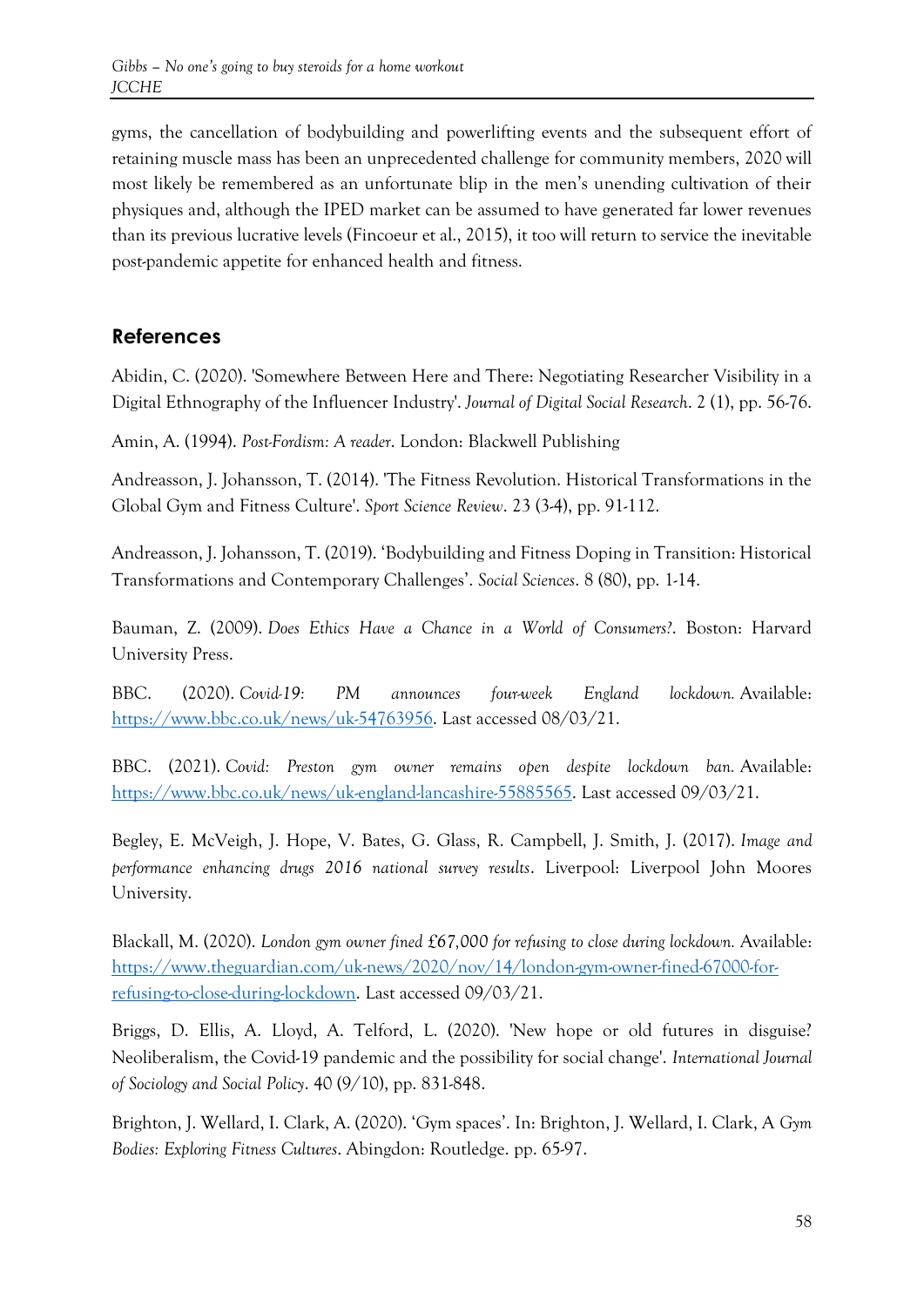gyms, the cancellation of bodybuilding and powerlifting events and the subsequent effort of retaining muscle mass has been an unprecedented challenge for community members, 2020 will most likely be remembered as an unfortunate blip in the men's unending cultivation of their physiques and, although the IPED market can be assumed to have generated far lower revenues than its previous lucrative levels (Fincoeur et al., 2015), it too will return to service the inevitable post-pandemic appetite for enhanced health and fitness.

## References

Abidin, C. (2020). 'Somewhere Between Here and There: Negotiating Researcher Visibility in a Digital Ethnography of the Influencer Industry'. *Journal of Digital Social Research*. 2 (1), pp. 56-76.

Amin, A. (1994). *Post-Fordism: A reader*. London: Blackwell Publishing

Andreasson, J. Johansson, T. (2014). 'The Fitness Revolution. Historical Transformations in the Global Gym and Fitness Culture'. *Sport Science Review*. 23 (3-4), pp. 91-112.

Andreasson, J. Johansson, T. (2019). 'Bodybuilding and Fitness Doping in Transition: Historical Transformations and Contemporary Challenges'. *Social Sciences*. 8 (80), pp. 1-14.

Bauman, Z. (2009). *Does Ethics Have a Chance in a World of Consumers?*. Boston: Harvard University Press.

BBC. (2020). *Covid-19: PM announces four-week England lockdown.* Available: https://www.bbc.co.uk/news/uk-54763956. Last accessed 08/03/21.

BBC. (2021). *Covid: Preston gym owner remains open despite lockdown ban.* Available: https://www.bbc.co.uk/news/uk-england-lancashire-55885565. Last accessed 09/03/21.

Begley, E. McVeigh, J. Hope, V. Bates, G. Glass, R. Campbell, J. Smith, J. (2017). *Image and performance enhancing drugs 2016 national survey results*. Liverpool: Liverpool John Moores University.

Blackall, M. (2020). *London gym owner fined £67,000 for refusing to close during lockdown.* Available: https://www.theguardian.com/uk-news/2020/nov/14/london-gym-owner-fined-67000-for-refusing-to-close-during-lockdown. Last accessed 09/03/21.

Briggs, D. Ellis, A. Lloyd, A. Telford, L. (2020). 'New hope or old futures in disguise? Neoliberalism, the Covid-19 pandemic and the possibility for social change'. *International Journal of Sociology and Social Policy*. 40 (9/10), pp. 831-848.

Brighton, J. Wellard, I. Clark, A. (2020). 'Gym spaces'. In: Brighton, J. Wellard, I. Clark, A *Gym Bodies: Exploring Fitness Cultures*. Abingdon: Routledge. pp. 65-97.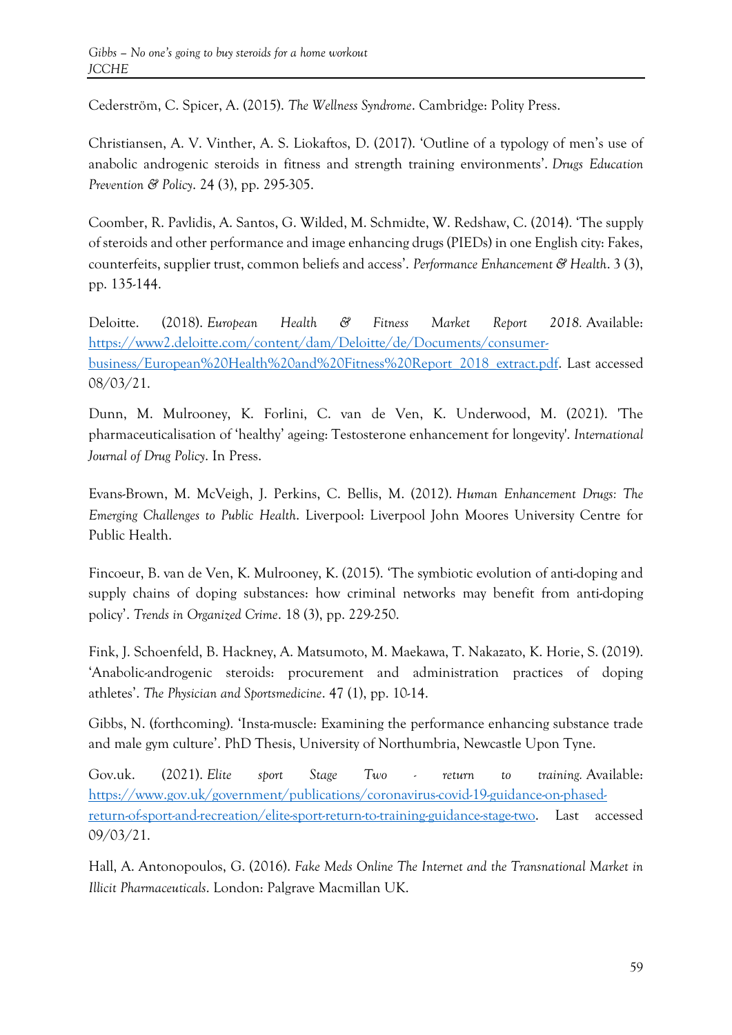Cederström, C. Spicer, A. (2015). *The Wellness Syndrome*. Cambridge: Polity Press.

Christiansen, A. V. Vinther, A. S. Liokaftos, D. (2017). 'Outline of a typology of men's use of anabolic androgenic steroids in fitness and strength training environments'. *Drugs Education Prevention & Policy*. 24 (3), pp. 295-305.

Coomber, R. Pavlidis, A. Santos, G. Wilded, M. Schmidte, W. Redshaw, C. (2014). 'The supply of steroids and other performance and image enhancing drugs (PIEDs) in one English city: Fakes, counterfeits, supplier trust, common beliefs and access'. *Performance Enhancement & Health*. 3 (3), pp. 135-144.

Deloitte. (2018). *European Health & Fitness Market Report 2018.* Available: [https://www2.deloitte.com/content/dam/Deloitte/de/Documents/consumer-business/European%20Health%20and%20Fitness%20Report_2018_extract.pdf](https://www2.deloitte.com/content/dam/Deloitte/de/Documents/consumer-business/European%20Health%20and%20Fitness%20Report_2018_extract.pdf). Last accessed 08/03/21.

Dunn, M. Mulrooney, K. Forlini, C. van de Ven, K. Underwood, M. (2021). 'The pharmaceuticalisation of 'healthy' ageing: Testosterone enhancement for longevity'. *International Journal of Drug Policy*. In Press.

Evans-Brown, M. McVeigh, J. Perkins, C. Bellis, M. (2012). *Human Enhancement Drugs: The Emerging Challenges to Public Health*. Liverpool: Liverpool John Moores University Centre for Public Health.

Fincoeur, B. van de Ven, K. Mulrooney, K. (2015). 'The symbiotic evolution of anti-doping and supply chains of doping substances: how criminal networks may benefit from anti-doping policy'. *Trends in Organized Crime*. 18 (3), pp. 229-250.

Fink, J. Schoenfeld, B. Hackney, A. Matsumoto, M. Maekawa, T. Nakazato, K. Horie, S. (2019). 'Anabolic-androgenic steroids: procurement and administration practices of doping athletes'. *The Physician and Sportsmedicine*. 47 (1), pp. 10-14.

Gibbs, N. (forthcoming). 'Insta-muscle: Examining the performance enhancing substance trade and male gym culture'. PhD Thesis, University of Northumbria, Newcastle Upon Tyne.

Gov.uk. (2021). *Elite sport Stage Two - return to training.* Available: [https://www.gov.uk/government/publications/coronavirus-covid-19-guidance-on-phased-return-of-sport-and-recreation/elite-sport-return-to-training-guidance-stage-two](https://www.gov.uk/government/publications/coronavirus-covid-19-guidance-on-phased-return-of-sport-and-recreation/elite-sport-return-to-training-guidance-stage-two). Last accessed 09/03/21.

Hall, A. Antonopoulos, G. (2016). *Fake Meds Online The Internet and the Transnational Market in Illicit Pharmaceuticals*. London: Palgrave Macmillan UK.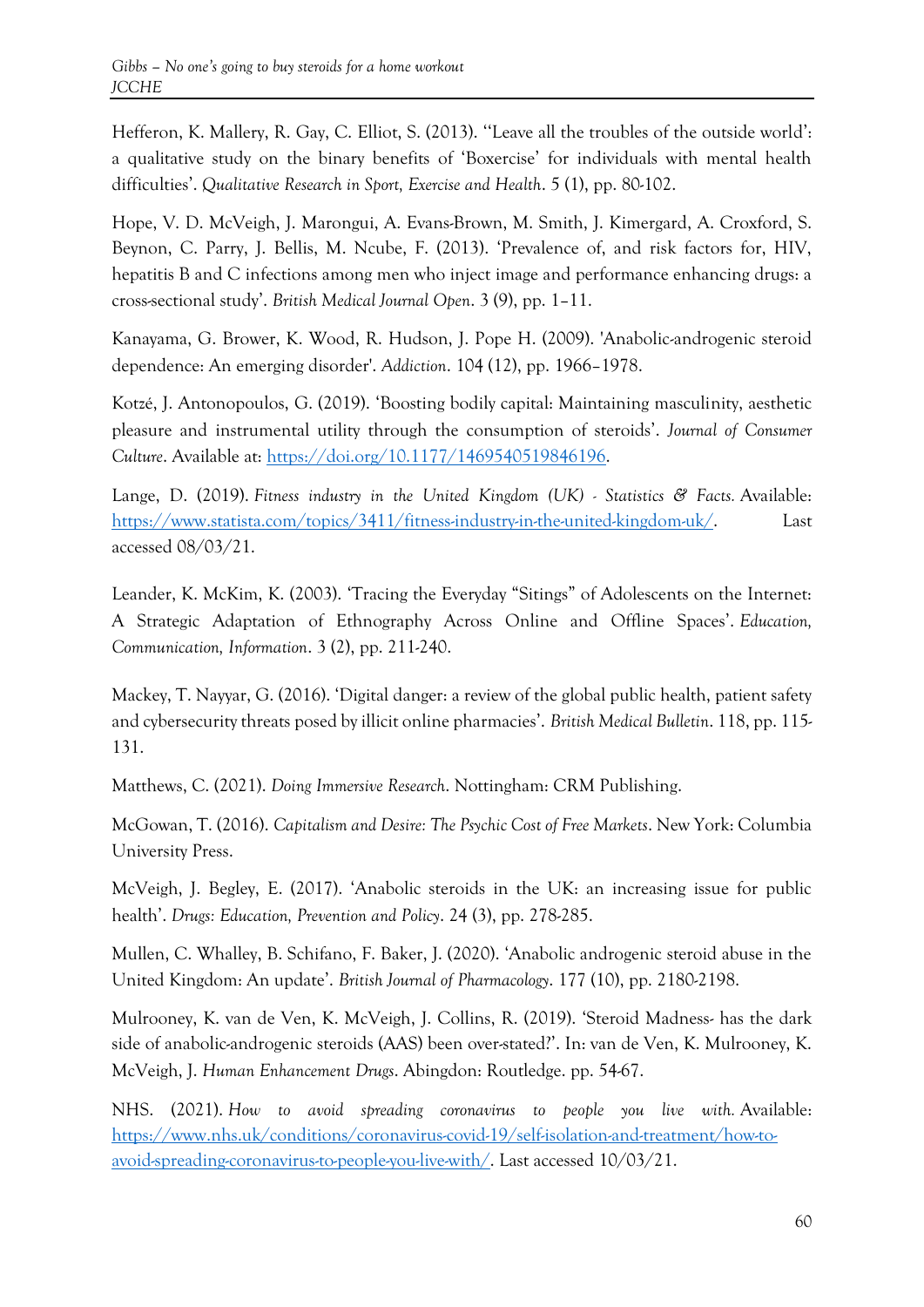Hefferon, K. Mallery, R. Gay, C. Elliot, S. (2013). ''Leave all the troubles of the outside world': a qualitative study on the binary benefits of 'Boxercise' for individuals with mental health difficulties'. *Qualitative Research in Sport, Exercise and Health*. 5 (1), pp. 80-102.

Hope, V. D. McVeigh, J. Marongui, A. Evans-Brown, M. Smith, J. Kimergard, A. Croxford, S. Beynon, C. Parry, J. Bellis, M. Ncube, F. (2013). 'Prevalence of, and risk factors for, HIV, hepatitis B and C infections among men who inject image and performance enhancing drugs: a cross-sectional study'. *British Medical Journal Open*. 3 (9), pp. 1–11.

Kanayama, G. Brower, K. Wood, R. Hudson, J. Pope H. (2009). 'Anabolic-androgenic steroid dependence: An emerging disorder'. *Addiction*. 104 (12), pp. 1966–1978.

Kotzé, J. Antonopoulos, G. (2019). 'Boosting bodily capital: Maintaining masculinity, aesthetic pleasure and instrumental utility through the consumption of steroids'. *Journal of Consumer Culture*. Available at: https://doi.org/10.1177/1469540519846196.

Lange, D. (2019). *Fitness industry in the United Kingdom (UK) - Statistics & Facts.* Available: https://www.statista.com/topics/3411/fitness-industry-in-the-united-kingdom-uk/. Last accessed 08/03/21.

Leander, K. McKim, K. (2003). 'Tracing the Everyday "Sitings" of Adolescents on the Internet: A Strategic Adaptation of Ethnography Across Online and Offline Spaces'. *Education, Communication, Information*. 3 (2), pp. 211-240.

Mackey, T. Nayyar, G. (2016). 'Digital danger: a review of the global public health, patient safety and cybersecurity threats posed by illicit online pharmacies'. *British Medical Bulletin*. 118, pp. 115-131.

Matthews, C. (2021). *Doing Immersive Research*. Nottingham: CRM Publishing.

McGowan, T. (2016). *Capitalism and Desire: The Psychic Cost of Free Markets*. New York: Columbia University Press.

McVeigh, J. Begley, E. (2017). 'Anabolic steroids in the UK: an increasing issue for public health'. *Drugs: Education, Prevention and Policy*. 24 (3), pp. 278-285.

Mullen, C. Whalley, B. Schifano, F. Baker, J. (2020). 'Anabolic androgenic steroid abuse in the United Kingdom: An update'. *British Journal of Pharmacology*. 177 (10), pp. 2180-2198.

Mulrooney, K. van de Ven, K. McVeigh, J. Collins, R. (2019). 'Steroid Madness- has the dark side of anabolic-androgenic steroids (AAS) been over-stated?'. In: van de Ven, K. Mulrooney, K. McVeigh, J. *Human Enhancement Drugs*. Abingdon: Routledge. pp. 54-67.

NHS. (2021). *How to avoid spreading coronavirus to people you live with.* Available: https://www.nhs.uk/conditions/coronavirus-covid-19/self-isolation-and-treatment/how-to-avoid-spreading-coronavirus-to-people-you-live-with/. Last accessed 10/03/21.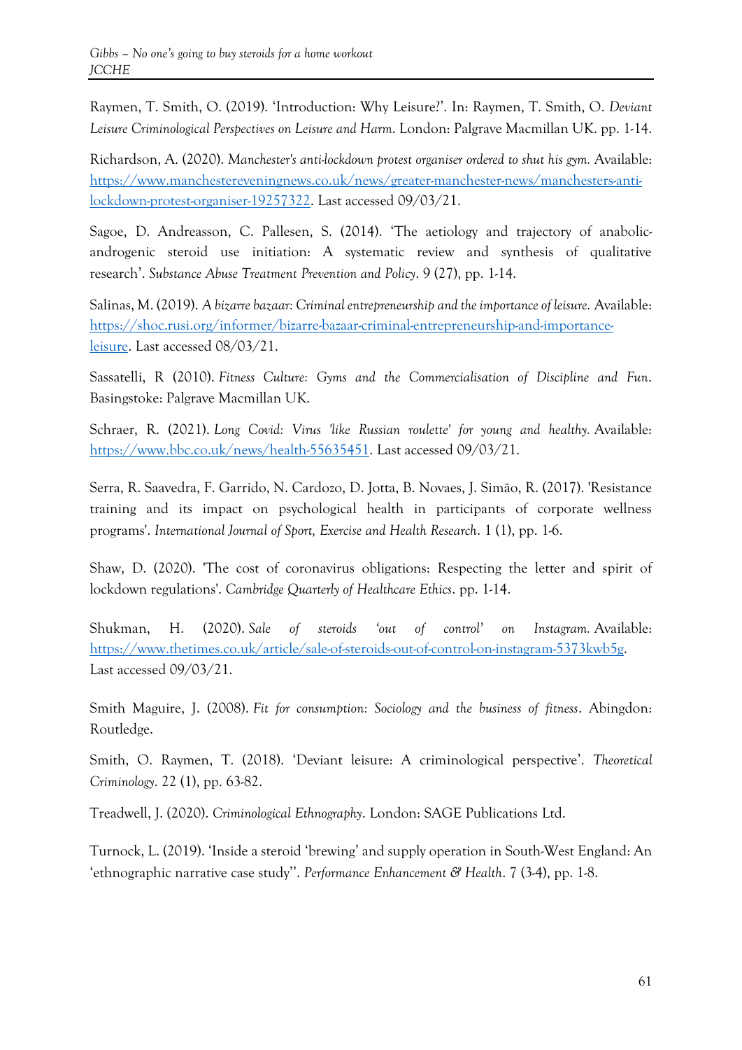Raymen, T. Smith, O. (2019). 'Introduction: Why Leisure?'. In: Raymen, T. Smith, O. *Deviant Leisure Criminological Perspectives on Leisure and Harm*. London: Palgrave Macmillan UK. pp. 1-14.

Richardson, A. (2020). *Manchester's anti-lockdown protest organiser ordered to shut his gym.* Available: [https://www.manchestereveningnews.co.uk/news/greater-manchester-news/manchesters-anti-lockdown-protest-organiser-19257322](https://www.manchestereveningnews.co.uk/news/greater-manchester-news/manchesters-anti-lockdown-protest-organiser-19257322). Last accessed 09/03/21.

Sagoe, D. Andreasson, C. Pallesen, S. (2014). 'The aetiology and trajectory of anabolic-androgenic steroid use initiation: A systematic review and synthesis of qualitative research'. *Substance Abuse Treatment Prevention and Policy*. 9 (27), pp. 1-14.

Salinas, M. (2019). *A bizarre bazaar: Criminal entrepreneurship and the importance of leisure.* Available: [https://shoc.rusi.org/informer/bizarre-bazaar-criminal-entrepreneurship-and-importance-leisure](https://shoc.rusi.org/informer/bizarre-bazaar-criminal-entrepreneurship-and-importance-leisure). Last accessed 08/03/21.

Sassatelli, R (2010). *Fitness Culture: Gyms and the Commercialisation of Discipline and Fun*. Basingstoke: Palgrave Macmillan UK.

Schraer, R. (2021). *Long Covid: Virus 'like Russian roulette' for young and healthy.* Available: [https://www.bbc.co.uk/news/health-55635451](https://www.bbc.co.uk/news/health-55635451). Last accessed 09/03/21.

Serra, R. Saavedra, F. Garrido, N. Cardozo, D. Jotta, B. Novaes, J. Simão, R. (2017). 'Resistance training and its impact on psychological health in participants of corporate wellness programs'. *International Journal of Sport, Exercise and Health Research*. 1 (1), pp. 1-6.

Shaw, D. (2020). 'The cost of coronavirus obligations: Respecting the letter and spirit of lockdown regulations'. *Cambridge Quarterly of Healthcare Ethics*. pp. 1-14.

Shukman, H. (2020). *Sale of steroids 'out of control' on Instagram.* Available: [https://www.thetimes.co.uk/article/sale-of-steroids-out-of-control-on-instagram-5373kwb5g](https://www.thetimes.co.uk/article/sale-of-steroids-out-of-control-on-instagram-5373kwb5g). Last accessed 09/03/21.

Smith Maguire, J. (2008). *Fit for consumption: Sociology and the business of fitness*. Abingdon: Routledge.

Smith, O. Raymen, T. (2018). 'Deviant leisure: A criminological perspective'. *Theoretical Criminology*. 22 (1), pp. 63-82.

Treadwell, J. (2020). *Criminological Ethnography*. London: SAGE Publications Ltd.

Turnock, L. (2019). 'Inside a steroid 'brewing' and supply operation in South-West England: An 'ethnographic narrative case study''. *Performance Enhancement & Health*. 7 (3-4), pp. 1-8.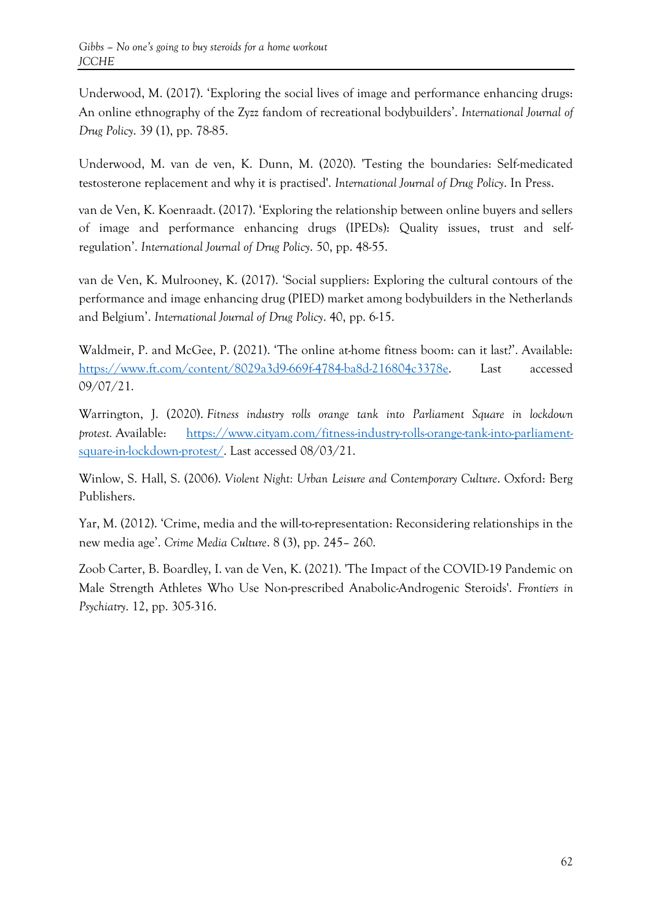Underwood, M. (2017). 'Exploring the social lives of image and performance enhancing drugs: An online ethnography of the Zyzz fandom of recreational bodybuilders'. *International Journal of Drug Policy*. 39 (1), pp. 78-85.

Underwood, M. van de ven, K. Dunn, M. (2020). 'Testing the boundaries: Self-medicated testosterone replacement and why it is practised'. *International Journal of Drug Policy*. In Press.

van de Ven, K. Koenraadt. (2017). 'Exploring the relationship between online buyers and sellers of image and performance enhancing drugs (IPEDs): Quality issues, trust and self-regulation'. *International Journal of Drug Policy*. 50, pp. 48-55.

van de Ven, K. Mulrooney, K. (2017). 'Social suppliers: Exploring the cultural contours of the performance and image enhancing drug (PIED) market among bodybuilders in the Netherlands and Belgium'. *International Journal of Drug Policy*. 40, pp. 6-15.

Waldmeir, P. and McGee, P. (2021). 'The online at-home fitness boom: can it last?'. Available: https://www.ft.com/content/8029a3d9-669f-4784-ba8d-216804c3378e. Last accessed 09/07/21.

Warrington, J. (2020). *Fitness industry rolls orange tank into Parliament Square in lockdown protest.* Available: https://www.cityam.com/fitness-industry-rolls-orange-tank-into-parliament-square-in-lockdown-protest/. Last accessed 08/03/21.

Winlow, S. Hall, S. (2006). *Violent Night: Urban Leisure and Contemporary Culture*. Oxford: Berg Publishers.

Yar, M. (2012). 'Crime, media and the will-to-representation: Reconsidering relationships in the new media age'. *Crime Media Culture*. 8 (3), pp. 245– 260.

Zoob Carter, B. Boardley, I. van de Ven, K. (2021). 'The Impact of the COVID-19 Pandemic on Male Strength Athletes Who Use Non-prescribed Anabolic-Androgenic Steroids'. *Frontiers in Psychiatry*. 12, pp. 305-316.